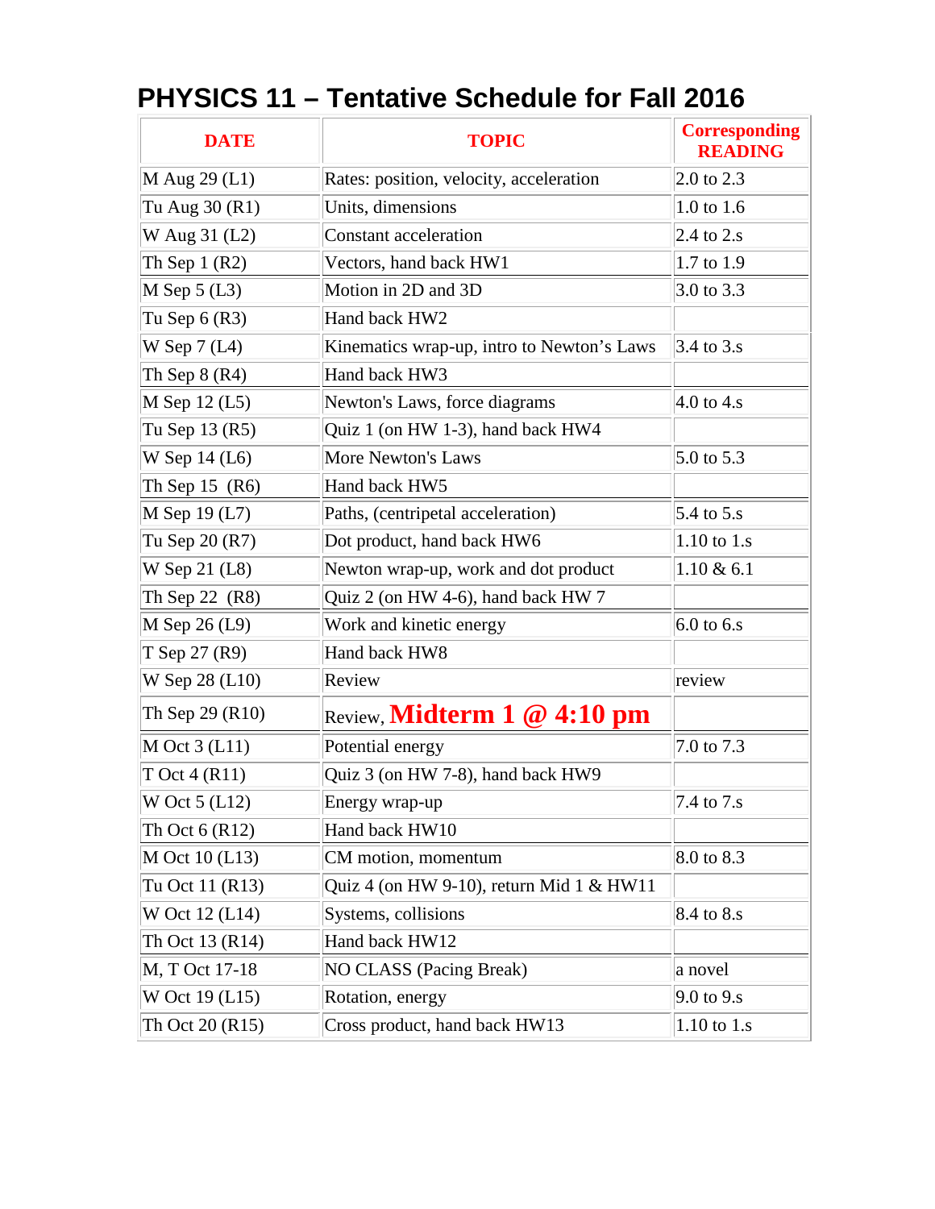# PHYSICS 11 – Tentative Schedule for Fall 2016

| DATE | TOPIC | Corresponding READING |
|---|---|---|
| M Aug 29 (L1) | Rates: position, velocity, acceleration | 2.0 to 2.3 |
| Tu Aug 30 (R1) | Units, dimensions | 1.0 to 1.6 |
| W Aug 31 (L2) | Constant acceleration | 2.4 to 2.s |
| Th Sep 1 (R2) | Vectors, hand back HW1 | 1.7 to 1.9 |
| M Sep 5 (L3) | Motion in 2D and 3D | 3.0 to 3.3 |
| Tu Sep 6 (R3) | Hand back HW2 | |
| W Sep 7 (L4) | Kinematics wrap-up, intro to Newton's Laws | 3.4 to 3.s |
| Th Sep 8 (R4) | Hand back HW3 | |
| M Sep 12 (L5) | Newton's Laws, force diagrams | 4.0 to 4.s |
| Tu Sep 13 (R5) | Quiz 1 (on HW 1-3), hand back HW4 | |
| W Sep 14 (L6) | More Newton's Laws | 5.0 to 5.3 |
| Th Sep 15 (R6) | Hand back HW5 | |
| M Sep 19 (L7) | Paths, (centripetal acceleration) | 5.4 to 5.s |
| Tu Sep 20 (R7) | Dot product, hand back HW6 | 1.10 to 1.s |
| W Sep 21 (L8) | Newton wrap-up, work and dot product | 1.10 & 6.1 |
| Th Sep 22 (R8) | Quiz 2 (on HW 4-6), hand back HW 7 | |
| M Sep 26 (L9) | Work and kinetic energy | 6.0 to 6.s |
| T Sep 27 (R9) | Hand back HW8 | |
| W Sep 28 (L10) | Review | review |
| Th Sep 29 (R10) | Review, **Midterm 1 @ 4:10 pm** | |
| M Oct 3 (L11) | Potential energy | 7.0 to 7.3 |
| T Oct 4 (R11) | Quiz 3 (on HW 7-8), hand back HW9 | |
| W Oct 5 (L12) | Energy wrap-up | 7.4 to 7.s |
| Th Oct 6 (R12) | Hand back HW10 | |
| M Oct 10 (L13) | CM motion, momentum | 8.0 to 8.3 |
| Tu Oct 11 (R13) | Quiz 4 (on HW 9-10), return Mid 1 & HW11 | |
| W Oct 12 (L14) | Systems, collisions | 8.4 to 8.s |
| Th Oct 13 (R14) | Hand back HW12 | |
| M, T Oct 17-18 | NO CLASS (Pacing Break) | a novel |
| W Oct 19 (L15) | Rotation, energy | 9.0 to 9.s |
| Th Oct 20 (R15) | Cross product, hand back HW13 | 1.10 to 1.s |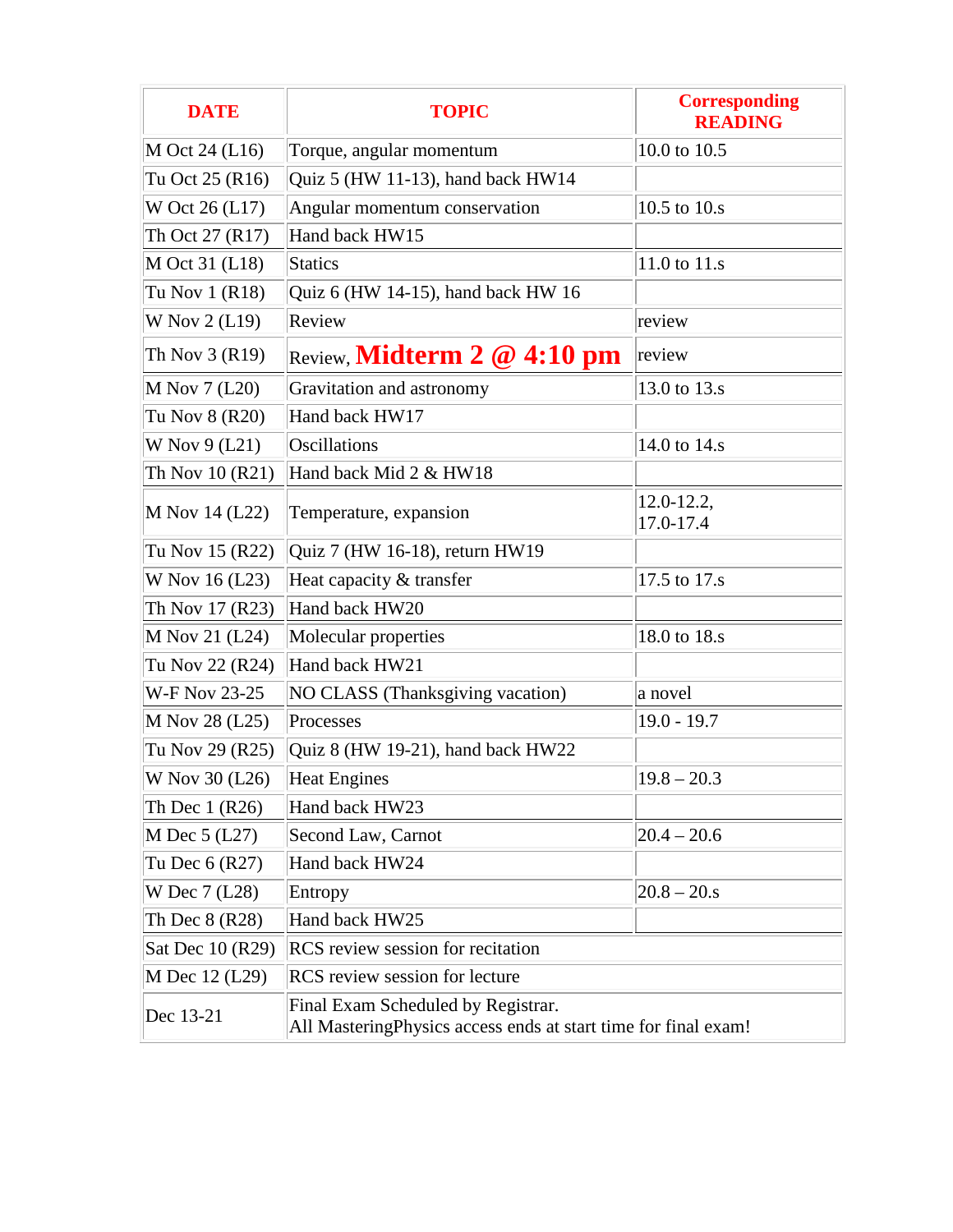| DATE | TOPIC | Corresponding READING |
| --- | --- | --- |
| M Oct 24 (L16) | Torque, angular momentum | 10.0 to 10.5 |
| Tu Oct 25 (R16) | Quiz 5 (HW 11-13), hand back HW14 | |
| W Oct 26 (L17) | Angular momentum conservation | 10.5 to 10.s |
| Th Oct 27 (R17) | Hand back HW15 | |
| M Oct 31 (L18) | Statics | 11.0 to 11.s |
| Tu Nov 1 (R18) | Quiz 6 (HW 14-15), hand back HW 16 | |
| W Nov 2 (L19) | Review | review |
| Th Nov 3 (R19) | Review, **Midterm 2 @ 4:10 pm** | review |
| M Nov 7 (L20) | Gravitation and astronomy | 13.0 to 13.s |
| Tu Nov 8 (R20) | Hand back HW17 | |
| W Nov 9 (L21) | Oscillations | 14.0 to 14.s |
| Th Nov 10 (R21) | Hand back Mid 2 & HW18 | |
| M Nov 14 (L22) | Temperature, expansion | 12.0-12.2, 17.0-17.4 |
| Tu Nov 15 (R22) | Quiz 7 (HW 16-18), return HW19 | |
| W Nov 16 (L23) | Heat capacity & transfer | 17.5 to 17.s |
| Th Nov 17 (R23) | Hand back HW20 | |
| M Nov 21 (L24) | Molecular properties | 18.0 to 18.s |
| Tu Nov 22 (R24) | Hand back HW21 | |
| W-F Nov 23-25 | NO CLASS (Thanksgiving vacation) | a novel |
| M Nov 28 (L25) | Processes | 19.0 - 19.7 |
| Tu Nov 29 (R25) | Quiz 8 (HW 19-21), hand back HW22 | |
| W Nov 30 (L26) | Heat Engines | 19.8 – 20.3 |
| Th Dec 1 (R26) | Hand back HW23 | |
| M Dec 5 (L27) | Second Law, Carnot | 20.4 – 20.6 |
| Tu Dec 6 (R27) | Hand back HW24 | |
| W Dec 7 (L28) | Entropy | 20.8 – 20.s |
| Th Dec 8 (R28) | Hand back HW25 | |
| Sat Dec 10 (R29) | RCS review session for recitation | |
| M Dec 12 (L29) | RCS review session for lecture | |
| Dec 13-21 | Final Exam Scheduled by Registrar. All MasteringPhysics access ends at start time for final exam! | |